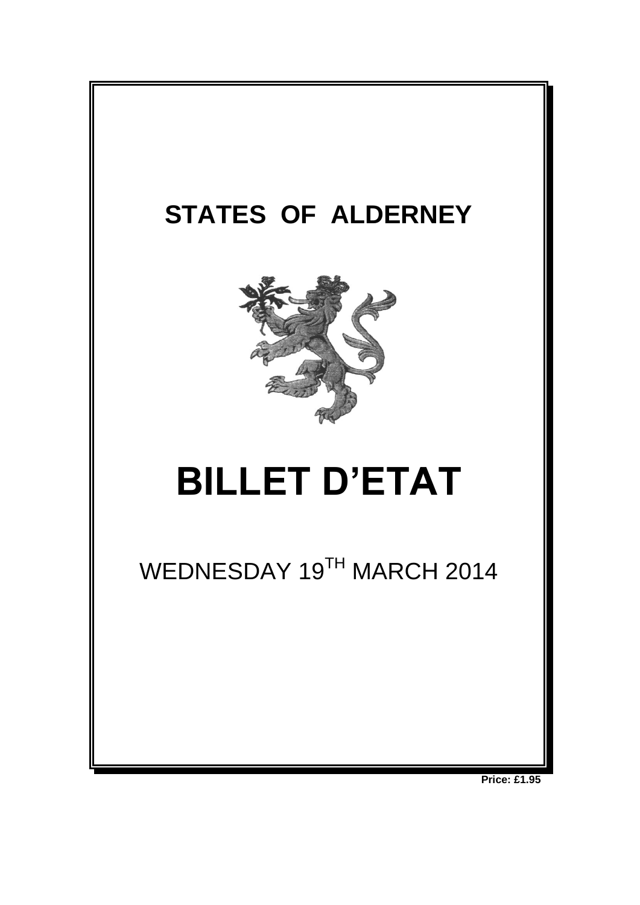# STATES OF ALDERNEY

# BILLET D'ETAT

WEDNESDAY 19TH MARCH 2014

**Price: £1.95**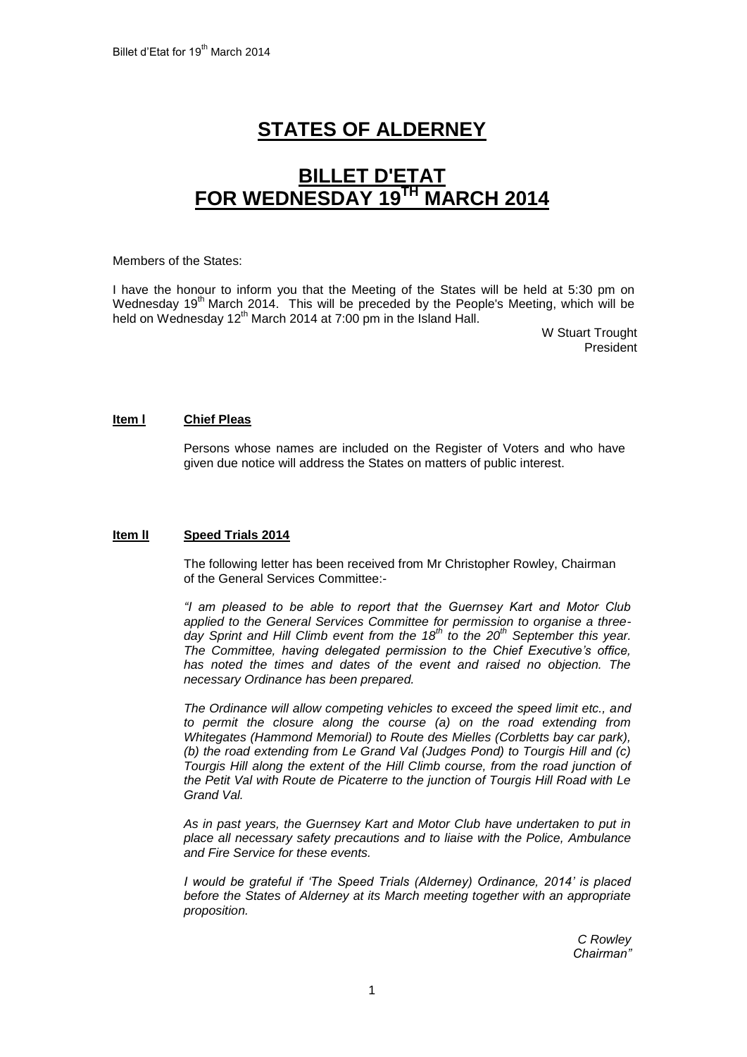# STATES OF ALDERNEY

# BILLET D'ETAT FOR WEDNESDAY 19TH MARCH 2014

Members of the States:

I have the honour to inform you that the Meeting of the States will be held at 5:30 pm on Wednesday 19th March 2014. This will be preceded by the People's Meeting, which will be held on Wednesday 12th March 2014 at 7:00 pm in the Island Hall.

W Stuart Trought
President

### Item l Chief Pleas

Persons whose names are included on the Register of Voters and who have given due notice will address the States on matters of public interest.

### Item ll Speed Trials 2014

The following letter has been received from Mr Christopher Rowley, Chairman of the General Services Committee:-

*"I am pleased to be able to report that the Guernsey Kart and Motor Club applied to the General Services Committee for permission to organise a three-day Sprint and Hill Climb event from the 18th to the 20th September this year. The Committee, having delegated permission to the Chief Executive's office, has noted the times and dates of the event and raised no objection. The necessary Ordinance has been prepared.*

*The Ordinance will allow competing vehicles to exceed the speed limit etc., and to permit the closure along the course (a) on the road extending from Whitegates (Hammond Memorial) to Route des Mielles (Corbletts bay car park), (b) the road extending from Le Grand Val (Judges Pond) to Tourgis Hill and (c) Tourgis Hill along the extent of the Hill Climb course, from the road junction of the Petit Val with Route de Picaterre to the junction of Tourgis Hill Road with Le Grand Val.*

*As in past years, the Guernsey Kart and Motor Club have undertaken to put in place all necessary safety precautions and to liaise with the Police, Ambulance and Fire Service for these events.*

*I would be grateful if 'The Speed Trials (Alderney) Ordinance, 2014' is placed before the States of Alderney at its March meeting together with an appropriate proposition.*

*C Rowley*
*Chairman"*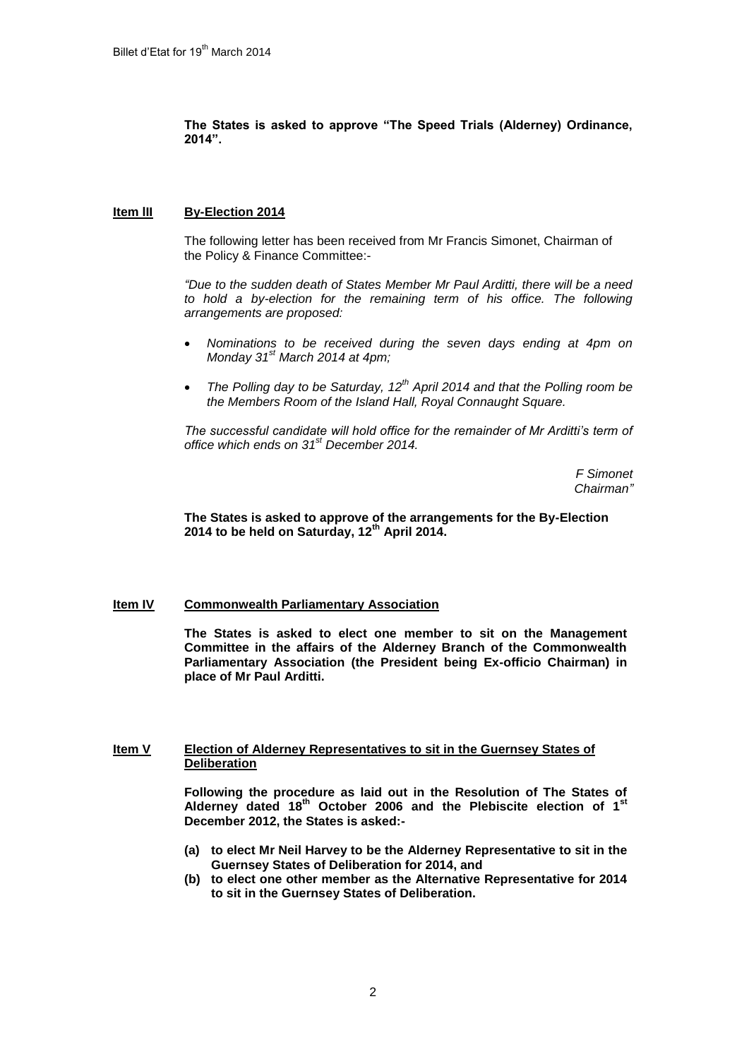**The States is asked to approve "The Speed Trials (Alderney) Ordinance, 2014".**

## Item III By-Election 2014

The following letter has been received from Mr Francis Simonet, Chairman of the Policy & Finance Committee:-

*"Due to the sudden death of States Member Mr Paul Arditti, there will be a need to hold a by-election for the remaining term of his office. The following arrangements are proposed:*

- *Nominations to be received during the seven days ending at 4pm on Monday 31st March 2014 at 4pm;*
- *The Polling day to be Saturday, 12th April 2014 and that the Polling room be the Members Room of the Island Hall, Royal Connaught Square.*

*The successful candidate will hold office for the remainder of Mr Arditti's term of office which ends on 31st December 2014.*

*F Simonet*
*Chairman"*

**The States is asked to approve of the arrangements for the By-Election 2014 to be held on Saturday, 12th April 2014.**

## Item IV Commonwealth Parliamentary Association

**The States is asked to elect one member to sit on the Management Committee in the affairs of the Alderney Branch of the Commonwealth Parliamentary Association (the President being Ex-officio Chairman) in place of Mr Paul Arditti.**

## Item V Election of Alderney Representatives to sit in the Guernsey States of Deliberation

**Following the procedure as laid out in the Resolution of The States of Alderney dated 18th October 2006 and the Plebiscite election of 1st December 2012, the States is asked:-**

**(a) to elect Mr Neil Harvey to be the Alderney Representative to sit in the Guernsey States of Deliberation for 2014, and**

**(b) to elect one other member as the Alternative Representative for 2014 to sit in the Guernsey States of Deliberation.**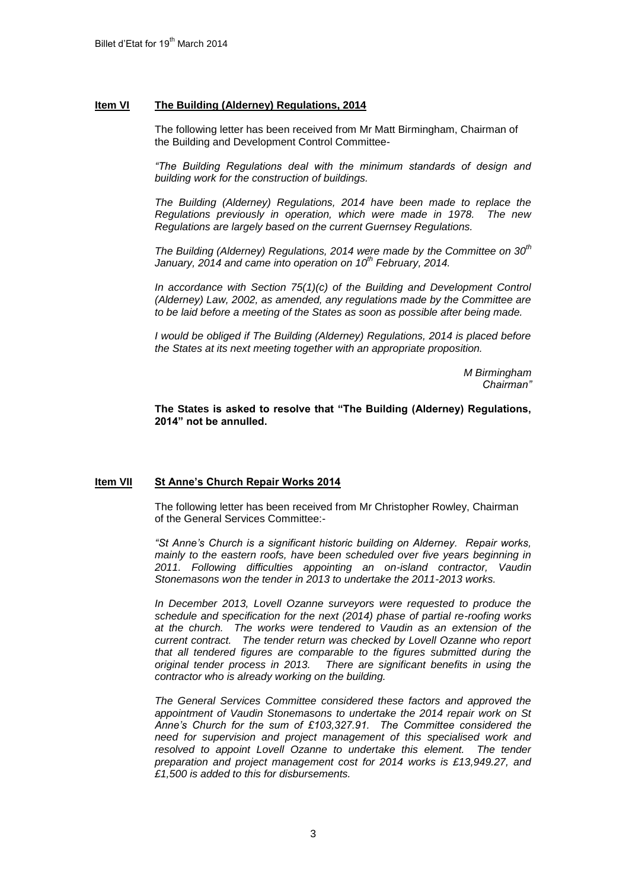## Item VI The Building (Alderney) Regulations, 2014

The following letter has been received from Mr Matt Birmingham, Chairman of the Building and Development Control Committee-

*"The Building Regulations deal with the minimum standards of design and building work for the construction of buildings.*

*The Building (Alderney) Regulations, 2014 have been made to replace the Regulations previously in operation, which were made in 1978. The new Regulations are largely based on the current Guernsey Regulations.*

*The Building (Alderney) Regulations, 2014 were made by the Committee on 30th January, 2014 and came into operation on 10th February, 2014.*

*In accordance with Section 75(1)(c) of the Building and Development Control (Alderney) Law, 2002, as amended, any regulations made by the Committee are to be laid before a meeting of the States as soon as possible after being made.*

*I would be obliged if The Building (Alderney) Regulations, 2014 is placed before the States at its next meeting together with an appropriate proposition.*

*M Birmingham*
*Chairman"*

**The States is asked to resolve that "The Building (Alderney) Regulations, 2014" not be annulled.**

## Item VII St Anne's Church Repair Works 2014

The following letter has been received from Mr Christopher Rowley, Chairman of the General Services Committee:-

*"St Anne's Church is a significant historic building on Alderney. Repair works, mainly to the eastern roofs, have been scheduled over five years beginning in 2011. Following difficulties appointing an on-island contractor, Vaudin Stonemasons won the tender in 2013 to undertake the 2011-2013 works.*

*In December 2013, Lovell Ozanne surveyors were requested to produce the schedule and specification for the next (2014) phase of partial re-roofing works at the church. The works were tendered to Vaudin as an extension of the current contract. The tender return was checked by Lovell Ozanne who report that all tendered figures are comparable to the figures submitted during the original tender process in 2013. There are significant benefits in using the contractor who is already working on the building.*

*The General Services Committee considered these factors and approved the appointment of Vaudin Stonemasons to undertake the 2014 repair work on St Anne's Church for the sum of £103,327.91. The Committee considered the need for supervision and project management of this specialised work and resolved to appoint Lovell Ozanne to undertake this element. The tender preparation and project management cost for 2014 works is £13,949.27, and £1,500 is added to this for disbursements.*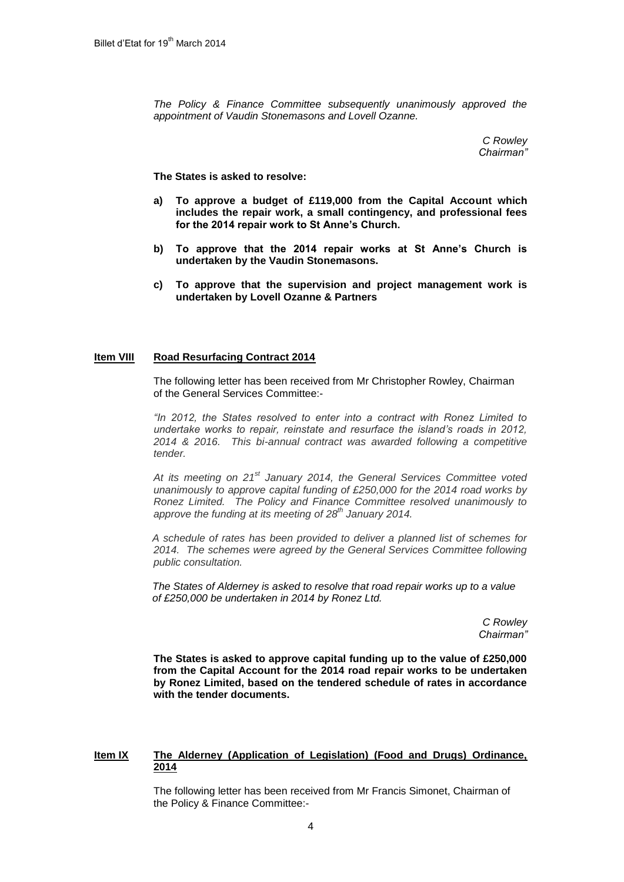*The Policy & Finance Committee subsequently unanimously approved the appointment of Vaudin Stonemasons and Lovell Ozanne.*

*C Rowley*
*Chairman"*

**The States is asked to resolve:**

**a) To approve a budget of £119,000 from the Capital Account which includes the repair work, a small contingency, and professional fees for the 2014 repair work to St Anne's Church.**

**b) To approve that the 2014 repair works at St Anne's Church is undertaken by the Vaudin Stonemasons.**

**c) To approve that the supervision and project management work is undertaken by Lovell Ozanne & Partners**

## Item VIII Road Resurfacing Contract 2014

The following letter has been received from Mr Christopher Rowley, Chairman of the General Services Committee:-

*"In 2012, the States resolved to enter into a contract with Ronez Limited to undertake works to repair, reinstate and resurface the island's roads in 2012, 2014 & 2016. This bi-annual contract was awarded following a competitive tender.*

*At its meeting on 21st January 2014, the General Services Committee voted unanimously to approve capital funding of £250,000 for the 2014 road works by Ronez Limited. The Policy and Finance Committee resolved unanimously to approve the funding at its meeting of 28th January 2014.*

*A schedule of rates has been provided to deliver a planned list of schemes for 2014. The schemes were agreed by the General Services Committee following public consultation.*

*The States of Alderney is asked to resolve that road repair works up to a value of £250,000 be undertaken in 2014 by Ronez Ltd.*

*C Rowley*
*Chairman"*

**The States is asked to approve capital funding up to the value of £250,000 from the Capital Account for the 2014 road repair works to be undertaken by Ronez Limited, based on the tendered schedule of rates in accordance with the tender documents.**

## Item IX The Alderney (Application of Legislation) (Food and Drugs) Ordinance, 2014

The following letter has been received from Mr Francis Simonet, Chairman of the Policy & Finance Committee:-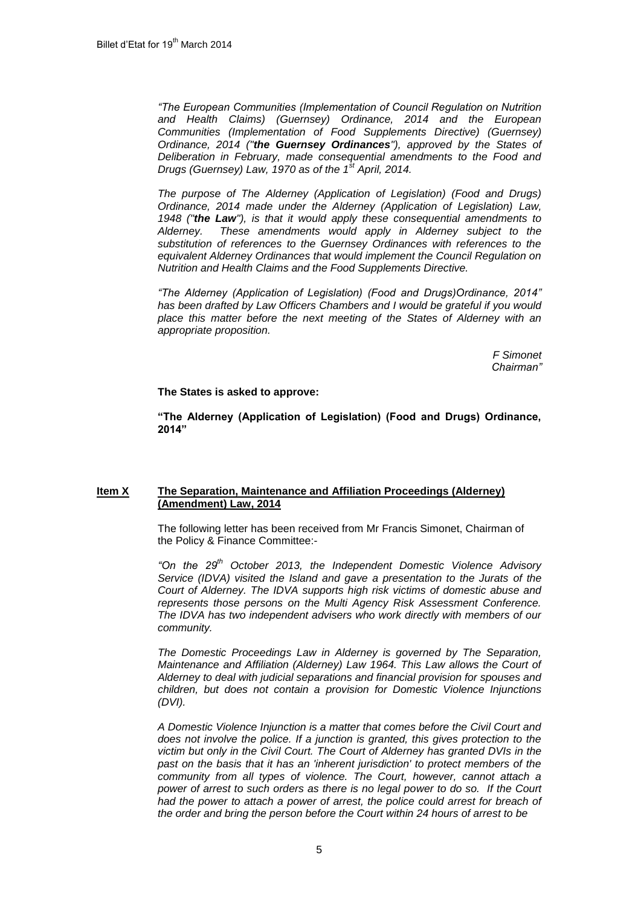*"The European Communities (Implementation of Council Regulation on Nutrition and Health Claims) (Guernsey) Ordinance, 2014 and the European Communities (Implementation of Food Supplements Directive) (Guernsey) Ordinance, 2014 ("**the Guernsey Ordinances**"), approved by the States of Deliberation in February, made consequential amendments to the Food and Drugs (Guernsey) Law, 1970 as of the 1st April, 2014.*

*The purpose of The Alderney (Application of Legislation) (Food and Drugs) Ordinance, 2014 made under the Alderney (Application of Legislation) Law, 1948 ("**the Law**"), is that it would apply these consequential amendments to Alderney. These amendments would apply in Alderney subject to the substitution of references to the Guernsey Ordinances with references to the equivalent Alderney Ordinances that would implement the Council Regulation on Nutrition and Health Claims and the Food Supplements Directive.*

*"The Alderney (Application of Legislation) (Food and Drugs)Ordinance, 2014" has been drafted by Law Officers Chambers and I would be grateful if you would place this matter before the next meeting of the States of Alderney with an appropriate proposition.*

*F Simonet*
*Chairman"*

**The States is asked to approve:**

**"The Alderney (Application of Legislation) (Food and Drugs) Ordinance, 2014"**

## **Item X** **The Separation, Maintenance and Affiliation Proceedings (Alderney) (Amendment) Law, 2014**

The following letter has been received from Mr Francis Simonet, Chairman of the Policy & Finance Committee:-

*"On the 29th October 2013, the Independent Domestic Violence Advisory Service (IDVA) visited the Island and gave a presentation to the Jurats of the Court of Alderney. The IDVA supports high risk victims of domestic abuse and represents those persons on the Multi Agency Risk Assessment Conference. The IDVA has two independent advisers who work directly with members of our community.*

*The Domestic Proceedings Law in Alderney is governed by The Separation, Maintenance and Affiliation (Alderney) Law 1964. This Law allows the Court of Alderney to deal with judicial separations and financial provision for spouses and children, but does not contain a provision for Domestic Violence Injunctions (DVI).*

*A Domestic Violence Injunction is a matter that comes before the Civil Court and does not involve the police. If a junction is granted, this gives protection to the victim but only in the Civil Court. The Court of Alderney has granted DVIs in the past on the basis that it has an 'inherent jurisdiction' to protect members of the community from all types of violence. The Court, however, cannot attach a power of arrest to such orders as there is no legal power to do so. If the Court had the power to attach a power of arrest, the police could arrest for breach of the order and bring the person before the Court within 24 hours of arrest to be*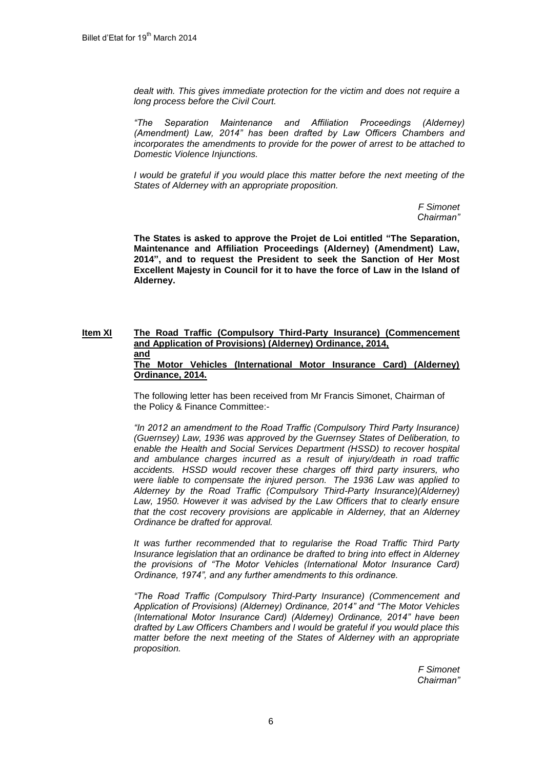*dealt with. This gives immediate protection for the victim and does not require a long process before the Civil Court.*

*"The Separation Maintenance and Affiliation Proceedings (Alderney) (Amendment) Law, 2014" has been drafted by Law Officers Chambers and incorporates the amendments to provide for the power of arrest to be attached to Domestic Violence Injunctions.*

*I would be grateful if you would place this matter before the next meeting of the States of Alderney with an appropriate proposition.*

*F Simonet*
*Chairman"*

**The States is asked to approve the Projet de Loi entitled "The Separation, Maintenance and Affiliation Proceedings (Alderney) (Amendment) Law, 2014", and to request the President to seek the Sanction of Her Most Excellent Majesty in Council for it to have the force of Law in the Island of Alderney.**

## Item XI The Road Traffic (Compulsory Third-Party Insurance) (Commencement and Application of Provisions) (Alderney) Ordinance, 2014, and The Motor Vehicles (International Motor Insurance Card) (Alderney) Ordinance, 2014.

The following letter has been received from Mr Francis Simonet, Chairman of the Policy & Finance Committee:-

*"In 2012 an amendment to the Road Traffic (Compulsory Third Party Insurance) (Guernsey) Law, 1936 was approved by the Guernsey States of Deliberation, to enable the Health and Social Services Department (HSSD) to recover hospital and ambulance charges incurred as a result of injury/death in road traffic accidents. HSSD would recover these charges off third party insurers, who were liable to compensate the injured person. The 1936 Law was applied to Alderney by the Road Traffic (Compulsory Third-Party Insurance)(Alderney) Law, 1950. However it was advised by the Law Officers that to clearly ensure that the cost recovery provisions are applicable in Alderney, that an Alderney Ordinance be drafted for approval.*

*It was further recommended that to regularise the Road Traffic Third Party Insurance legislation that an ordinance be drafted to bring into effect in Alderney the provisions of "The Motor Vehicles (International Motor Insurance Card) Ordinance, 1974", and any further amendments to this ordinance.*

*"The Road Traffic (Compulsory Third-Party Insurance) (Commencement and Application of Provisions) (Alderney) Ordinance, 2014" and "The Motor Vehicles (International Motor Insurance Card) (Alderney) Ordinance, 2014" have been drafted by Law Officers Chambers and I would be grateful if you would place this matter before the next meeting of the States of Alderney with an appropriate proposition.*

*F Simonet*
*Chairman"*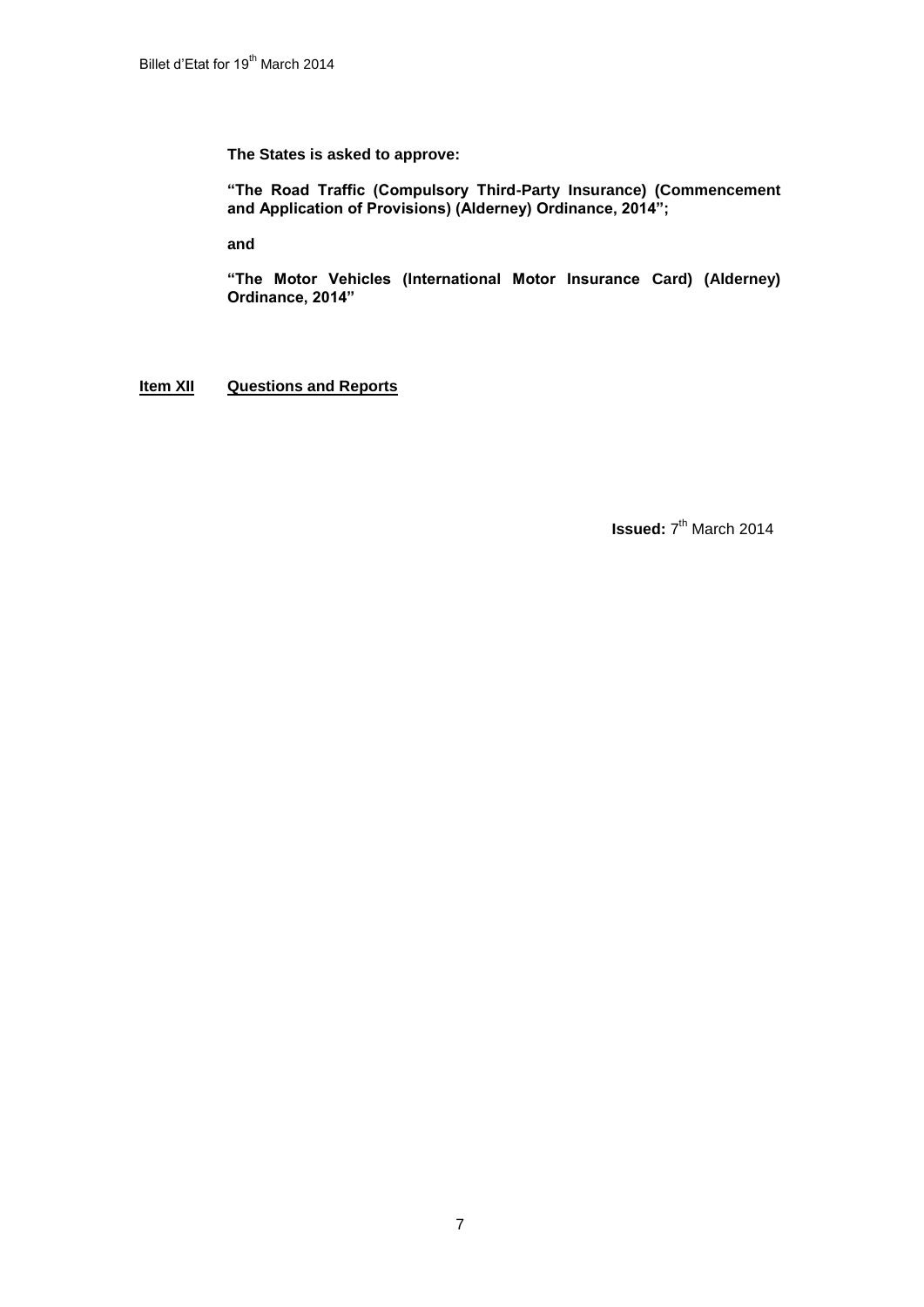**The States is asked to approve:**

**"The Road Traffic (Compulsory Third-Party Insurance) (Commencement and Application of Provisions) (Alderney) Ordinance, 2014";**

**and**

**"The Motor Vehicles (International Motor Insurance Card) (Alderney) Ordinance, 2014"**

**Item XII Questions and Reports**

**Issued:** 7th March 2014